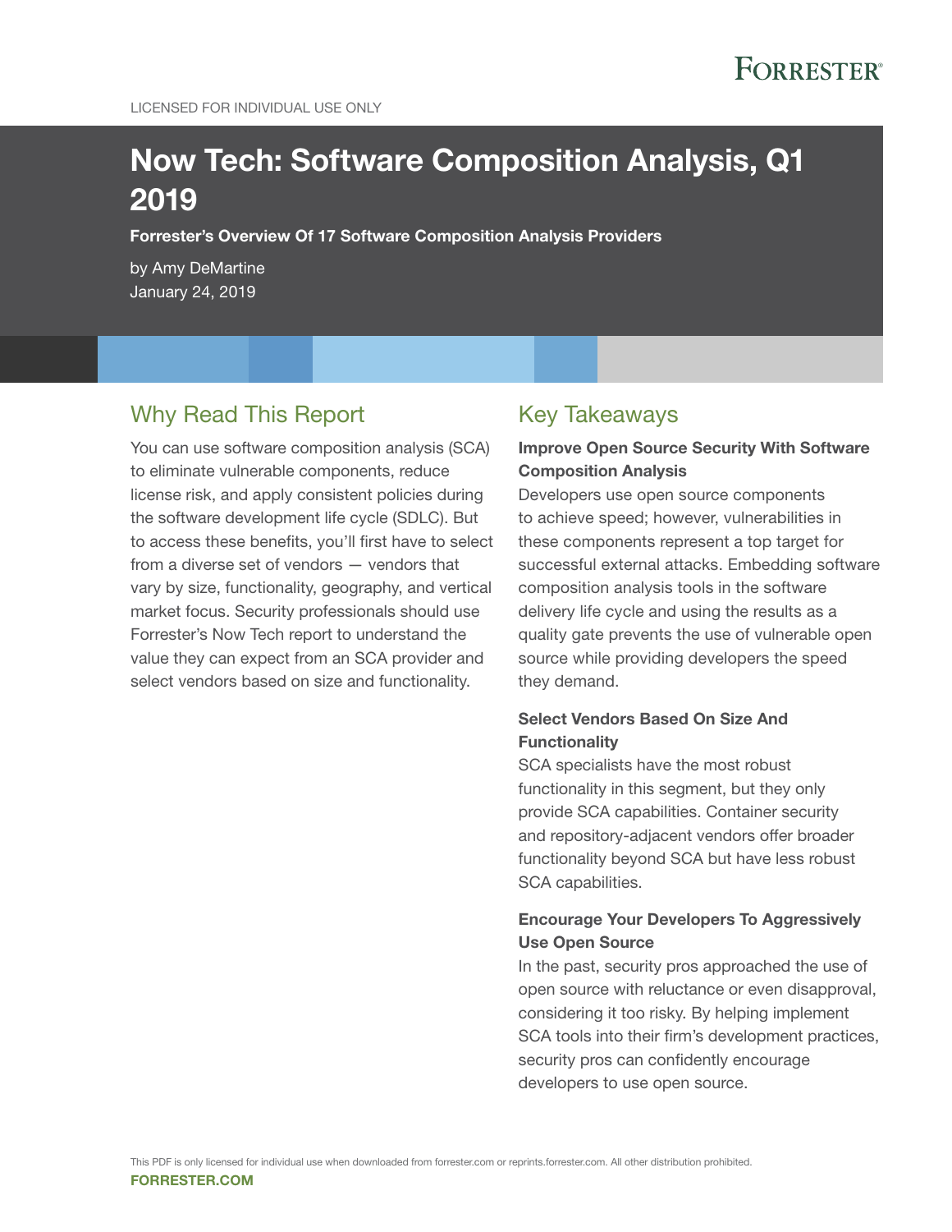LICENSED FOR INDIVIDUAL USE ONLY

# Now Tech: Software Composition Analysis, Q1 2019

**Forrester's Overview Of 17 Software Composition Analysis Providers**

by Amy DeMartine
January 24, 2019

## Why Read This Report

You can use software composition analysis (SCA) to eliminate vulnerable components, reduce license risk, and apply consistent policies during the software development life cycle (SDLC). But to access these benefits, you'll first have to select from a diverse set of vendors — vendors that vary by size, functionality, geography, and vertical market focus. Security professionals should use Forrester's Now Tech report to understand the value they can expect from an SCA provider and select vendors based on size and functionality.

## Key Takeaways

**Improve Open Source Security With Software Composition Analysis**

Developers use open source components to achieve speed; however, vulnerabilities in these components represent a top target for successful external attacks. Embedding software composition analysis tools in the software delivery life cycle and using the results as a quality gate prevents the use of vulnerable open source while providing developers the speed they demand.

**Select Vendors Based On Size And Functionality**

SCA specialists have the most robust functionality in this segment, but they only provide SCA capabilities. Container security and repository-adjacent vendors offer broader functionality beyond SCA but have less robust SCA capabilities.

**Encourage Your Developers To Aggressively Use Open Source**

In the past, security pros approached the use of open source with reluctance or even disapproval, considering it too risky. By helping implement SCA tools into their firm's development practices, security pros can confidently encourage developers to use open source.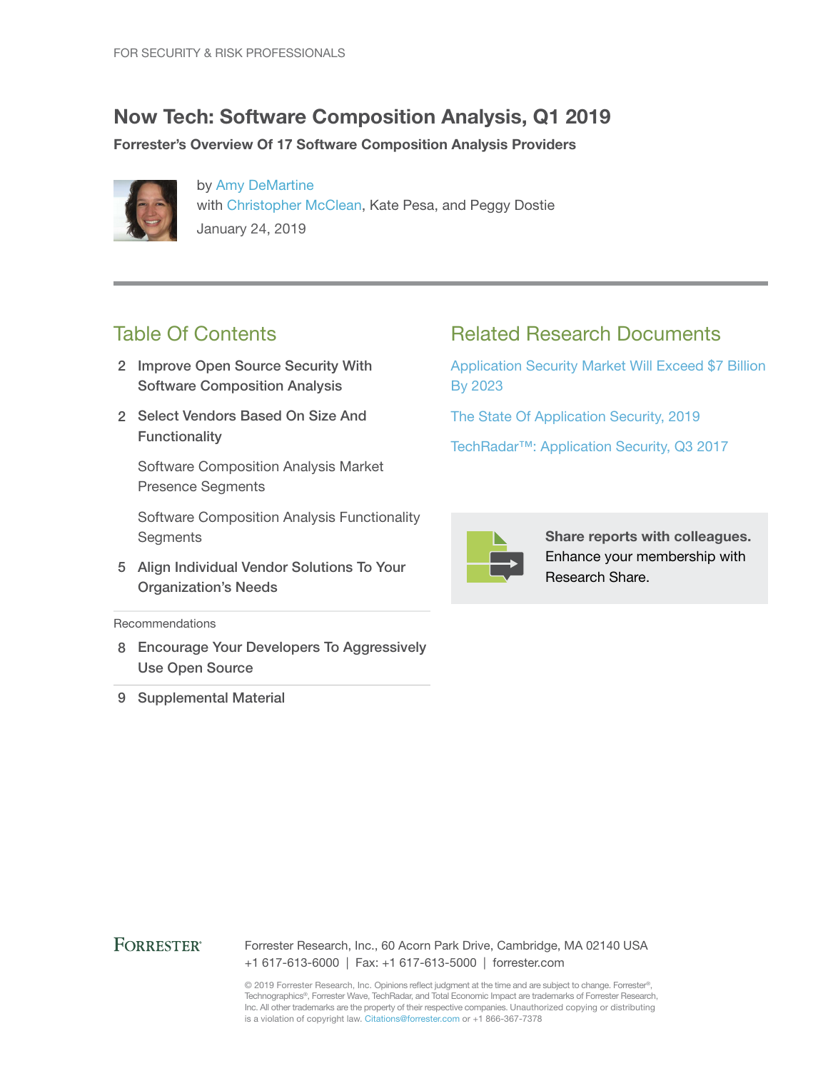FOR SECURITY & RISK PROFESSIONALS

# Now Tech: Software Composition Analysis, Q1 2019

**Forrester's Overview Of 17 Software Composition Analysis Providers**

by Amy DeMartine
with Christopher McClean, Kate Pesa, and Peggy Dostie
January 24, 2019

## Table Of Contents

2 **Improve Open Source Security With Software Composition Analysis**

2 **Select Vendors Based On Size And Functionality**

- Software Composition Analysis Market Presence Segments
- Software Composition Analysis Functionality Segments

5 **Align Individual Vendor Solutions To Your Organization's Needs**

Recommendations

8 **Encourage Your Developers To Aggressively Use Open Source**

9 **Supplemental Material**

## Related Research Documents

Application Security Market Will Exceed $7 Billion By 2023

The State Of Application Security, 2019

TechRadar™: Application Security, Q3 2017

**Share reports with colleagues.** Enhance your membership with Research Share.

FORRESTER®

Forrester Research, Inc., 60 Acorn Park Drive, Cambridge, MA 02140 USA
+1 617-613-6000 | Fax: +1 617-613-5000 | forrester.com

© 2019 Forrester Research, Inc. Opinions reflect judgment at the time and are subject to change. Forrester®, Technographics®, Forrester Wave, TechRadar, and Total Economic Impact are trademarks of Forrester Research, Inc. All other trademarks are the property of their respective companies. Unauthorized copying or distributing is a violation of copyright law. Citations@forrester.com or +1 866-367-7378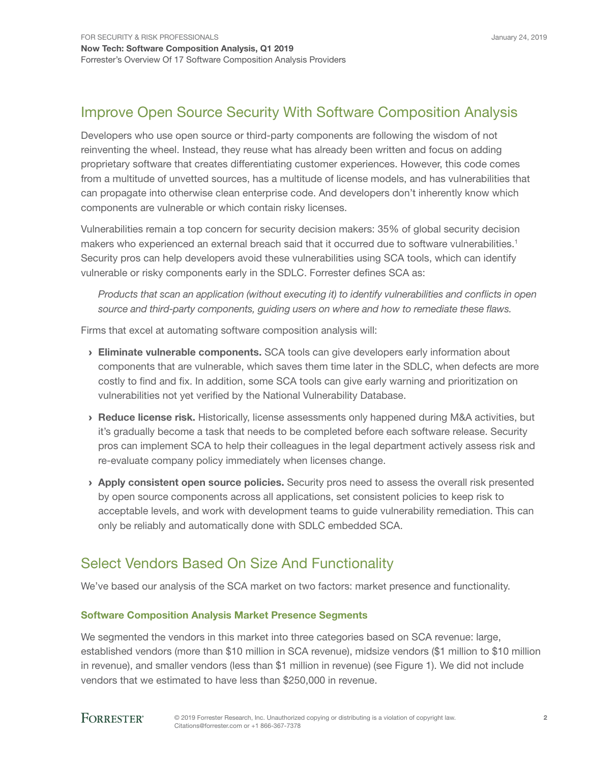## Improve Open Source Security With Software Composition Analysis

Developers who use open source or third-party components are following the wisdom of not reinventing the wheel. Instead, they reuse what has already been written and focus on adding proprietary software that creates differentiating customer experiences. However, this code comes from a multitude of unvetted sources, has a multitude of license models, and has vulnerabilities that can propagate into otherwise clean enterprise code. And developers don't inherently know which components are vulnerable or which contain risky licenses.

Vulnerabilities remain a top concern for security decision makers: 35% of global security decision makers who experienced an external breach said that it occurred due to software vulnerabilities.[1] Security pros can help developers avoid these vulnerabilities using SCA tools, which can identify vulnerable or risky components early in the SDLC. Forrester defines SCA as:

> *Products that scan an application (without executing it) to identify vulnerabilities and conflicts in open source and third-party components, guiding users on where and how to remediate these flaws.*

Firms that excel at automating software composition analysis will:

- **Eliminate vulnerable components.** SCA tools can give developers early information about components that are vulnerable, which saves them time later in the SDLC, when defects are more costly to find and fix. In addition, some SCA tools can give early warning and prioritization on vulnerabilities not yet verified by the National Vulnerability Database.
- **Reduce license risk.** Historically, license assessments only happened during M&A activities, but it's gradually become a task that needs to be completed before each software release. Security pros can implement SCA to help their colleagues in the legal department actively assess risk and re-evaluate company policy immediately when licenses change.
- **Apply consistent open source policies.** Security pros need to assess the overall risk presented by open source components across all applications, set consistent policies to keep risk to acceptable levels, and work with development teams to guide vulnerability remediation. This can only be reliably and automatically done with SDLC embedded SCA.

## Select Vendors Based On Size And Functionality

We've based our analysis of the SCA market on two factors: market presence and functionality.

### Software Composition Analysis Market Presence Segments

We segmented the vendors in this market into three categories based on SCA revenue: large, established vendors (more than $10 million in SCA revenue), midsize vendors ($1 million to $10 million in revenue), and smaller vendors (less than $1 million in revenue) (see Figure 1). We did not include vendors that we estimated to have less than $250,000 in revenue.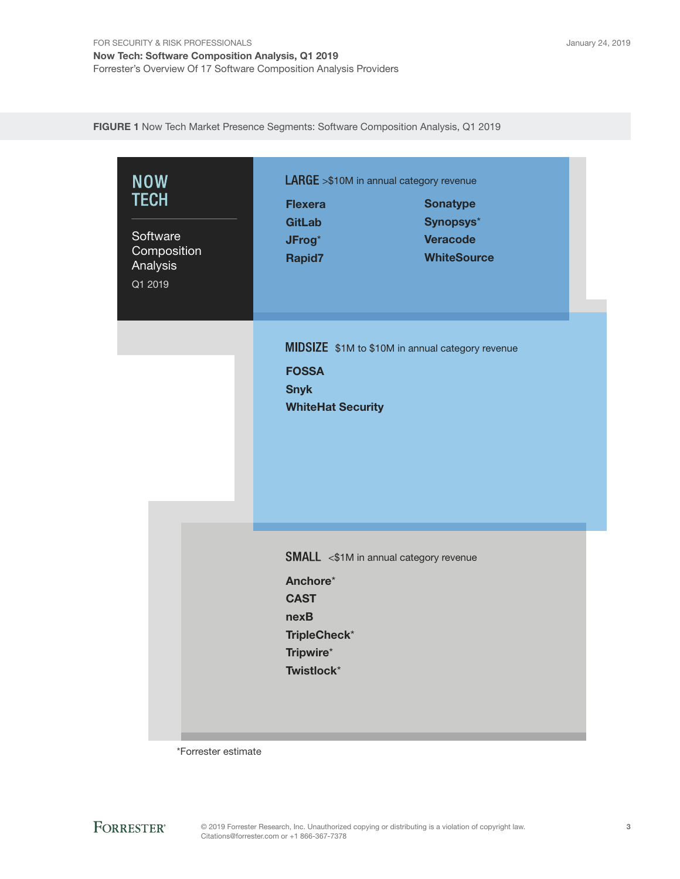**FIGURE 1** Now Tech Market Presence Segments: Software Composition Analysis, Q1 2019

**NOW TECH**

Software Composition Analysis

Q1 2019

**LARGE** >$10M in annual category revenue

- **Flexera**
- **GitLab**
- **JFrog***
- **Rapid7**
- **Sonatype**
- **Synopsys***
- **Veracode**
- **WhiteSource**

**MIDSIZE** $1M to $10M in annual category revenue

- **FOSSA**
- **Snyk**
- **WhiteHat Security**

**SMALL** <$1M in annual category revenue

- **Anchore***
- **CAST**
- **nexB**
- **TripleCheck***
- **Tripwire***
- **Twistlock***

*Forrester estimate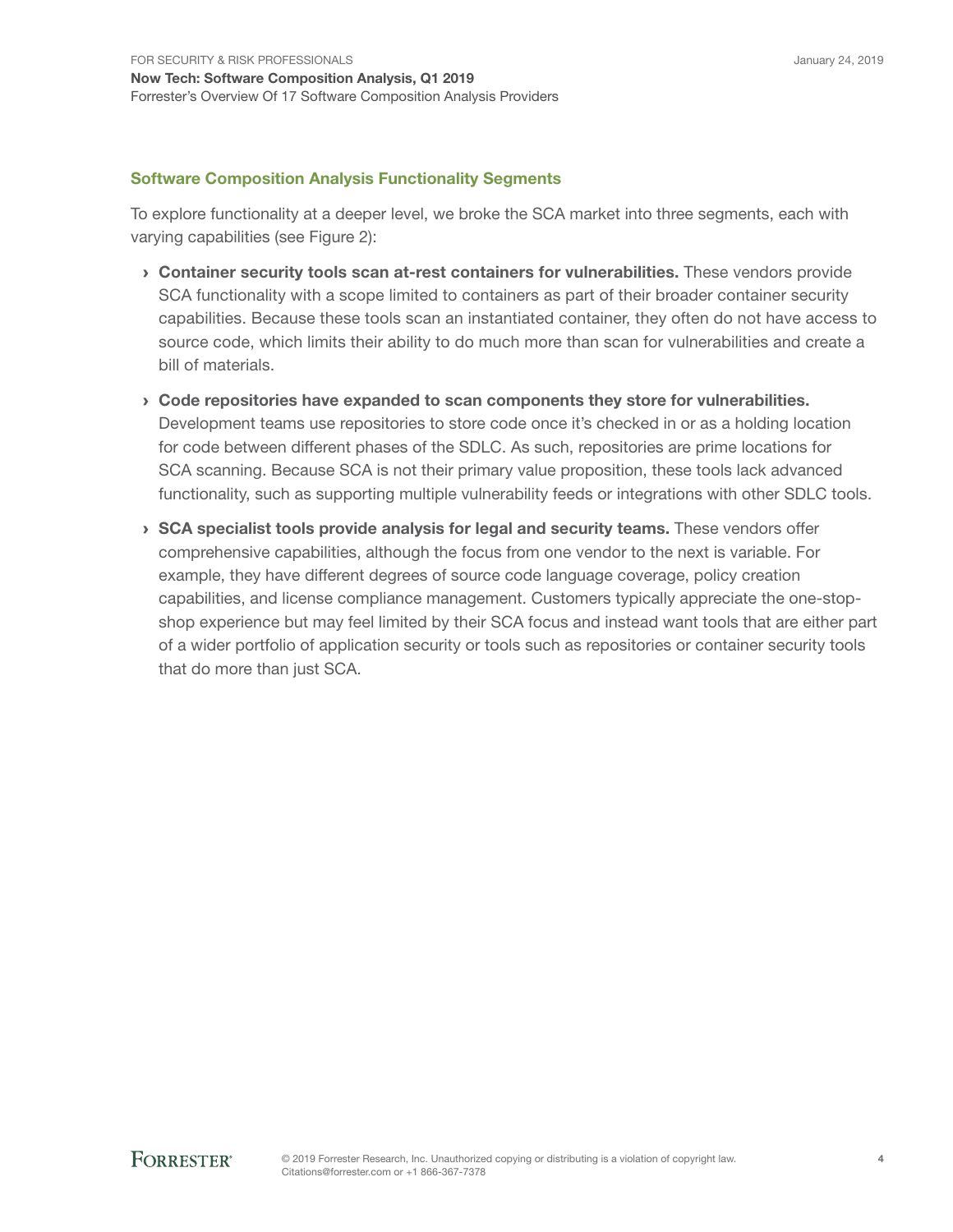## Software Composition Analysis Functionality Segments

To explore functionality at a deeper level, we broke the SCA market into three segments, each with varying capabilities (see Figure 2):

- **Container security tools scan at-rest containers for vulnerabilities.** These vendors provide SCA functionality with a scope limited to containers as part of their broader container security capabilities. Because these tools scan an instantiated container, they often do not have access to source code, which limits their ability to do much more than scan for vulnerabilities and create a bill of materials.
- **Code repositories have expanded to scan components they store for vulnerabilities.** Development teams use repositories to store code once it's checked in or as a holding location for code between different phases of the SDLC. As such, repositories are prime locations for SCA scanning. Because SCA is not their primary value proposition, these tools lack advanced functionality, such as supporting multiple vulnerability feeds or integrations with other SDLC tools.
- **SCA specialist tools provide analysis for legal and security teams.** These vendors offer comprehensive capabilities, although the focus from one vendor to the next is variable. For example, they have different degrees of source code language coverage, policy creation capabilities, and license compliance management. Customers typically appreciate the one-stop-shop experience but may feel limited by their SCA focus and instead want tools that are either part of a wider portfolio of application security or tools such as repositories or container security tools that do more than just SCA.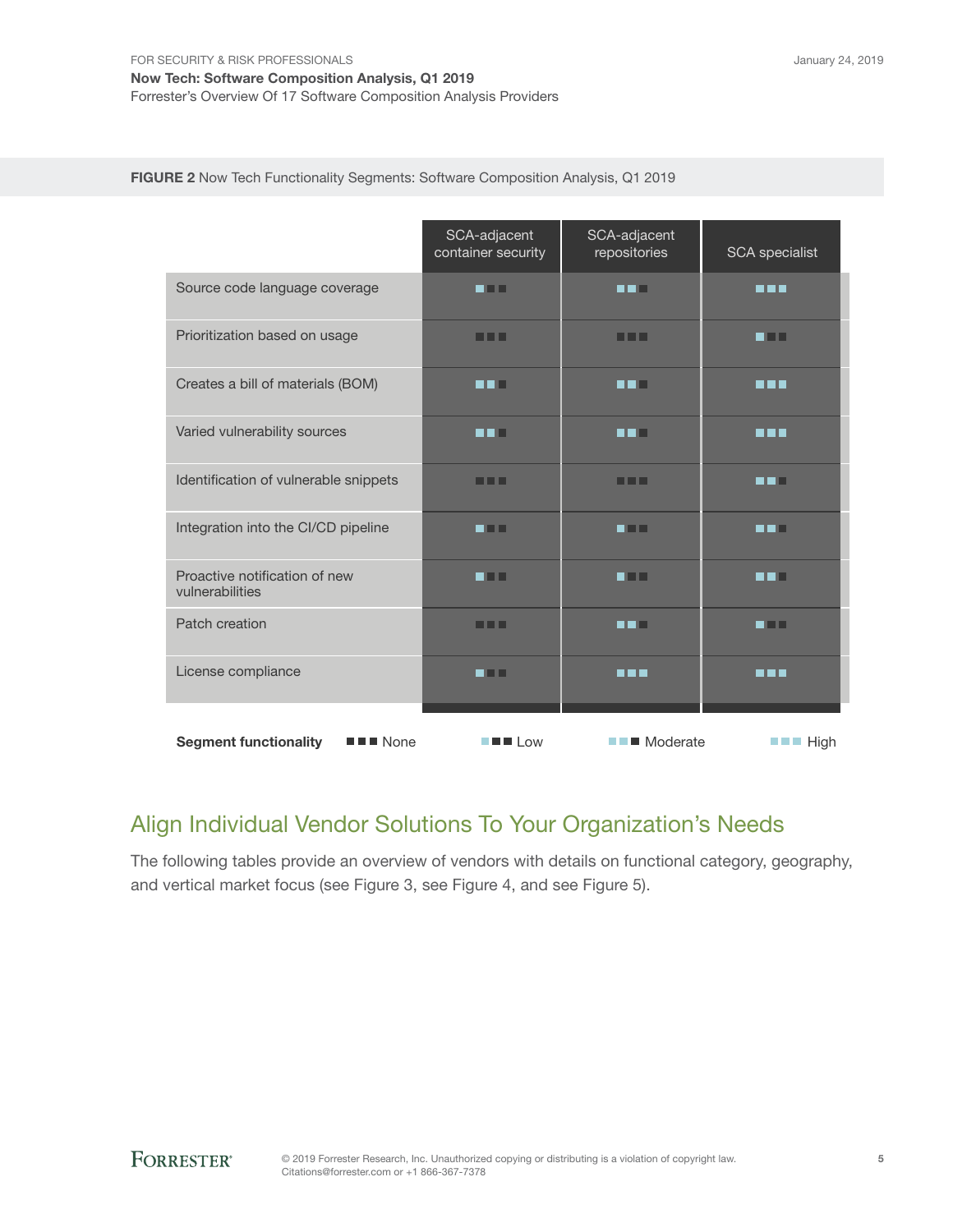**FIGURE 2** Now Tech Functionality Segments: Software Composition Analysis, Q1 2019

| | SCA-adjacent container security | SCA-adjacent repositories | SCA specialist |
|---|---|---|---|
| Source code language coverage | Low | Moderate | High |
| Prioritization based on usage | None | None | Low |
| Creates a bill of materials (BOM) | Moderate | Moderate | High |
| Varied vulnerability sources | Moderate | Moderate | High |
| Identification of vulnerable snippets | None | None | Moderate |
| Integration into the CI/CD pipeline | Low | Low | Moderate |
| Proactive notification of new vulnerabilities | Low | Low | Moderate |
| Patch creation | None | Moderate | Low |
| License compliance | Low | High | High |

**Segment functionality**: None | Low | Moderate | High

## Align Individual Vendor Solutions To Your Organization's Needs

The following tables provide an overview of vendors with details on functional category, geography, and vertical market focus (see Figure 3, see Figure 4, and see Figure 5).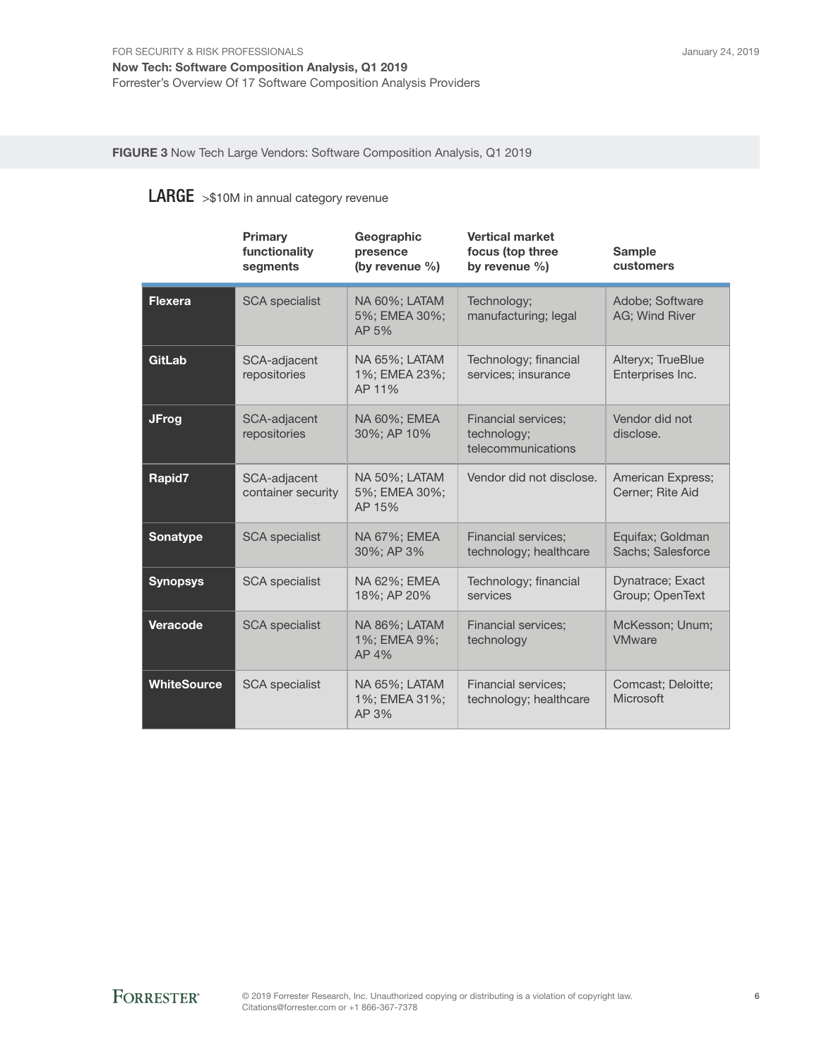**FIGURE 3** Now Tech Large Vendors: Software Composition Analysis, Q1 2019

## LARGE >$10M in annual category revenue

| | Primary functionality segments | Geographic presence (by revenue %) | Vertical market focus (top three by revenue %) | Sample customers |
|---|---|---|---|---|
| **Flexera** | SCA specialist | NA 60%; LATAM 5%; EMEA 30%; AP 5% | Technology; manufacturing; legal | Adobe; Software AG; Wind River |
| **GitLab** | SCA-adjacent repositories | NA 65%; LATAM 1%; EMEA 23%; AP 11% | Technology; financial services; insurance | Alteryx; TrueBlue Enterprises Inc. |
| **JFrog** | SCA-adjacent repositories | NA 60%; EMEA 30%; AP 10% | Financial services; technology; telecommunications | Vendor did not disclose. |
| **Rapid7** | SCA-adjacent container security | NA 50%; LATAM 5%; EMEA 30%; AP 15% | Vendor did not disclose. | American Express; Cerner; Rite Aid |
| **Sonatype** | SCA specialist | NA 67%; EMEA 30%; AP 3% | Financial services; technology; healthcare | Equifax; Goldman Sachs; Salesforce |
| **Synopsys** | SCA specialist | NA 62%; EMEA 18%; AP 20% | Technology; financial services | Dynatrace; Exact Group; OpenText |
| **Veracode** | SCA specialist | NA 86%; LATAM 1%; EMEA 9%; AP 4% | Financial services; technology | McKesson; Unum; VMware |
| **WhiteSource** | SCA specialist | NA 65%; LATAM 1%; EMEA 31%; AP 3% | Financial services; technology; healthcare | Comcast; Deloitte; Microsoft |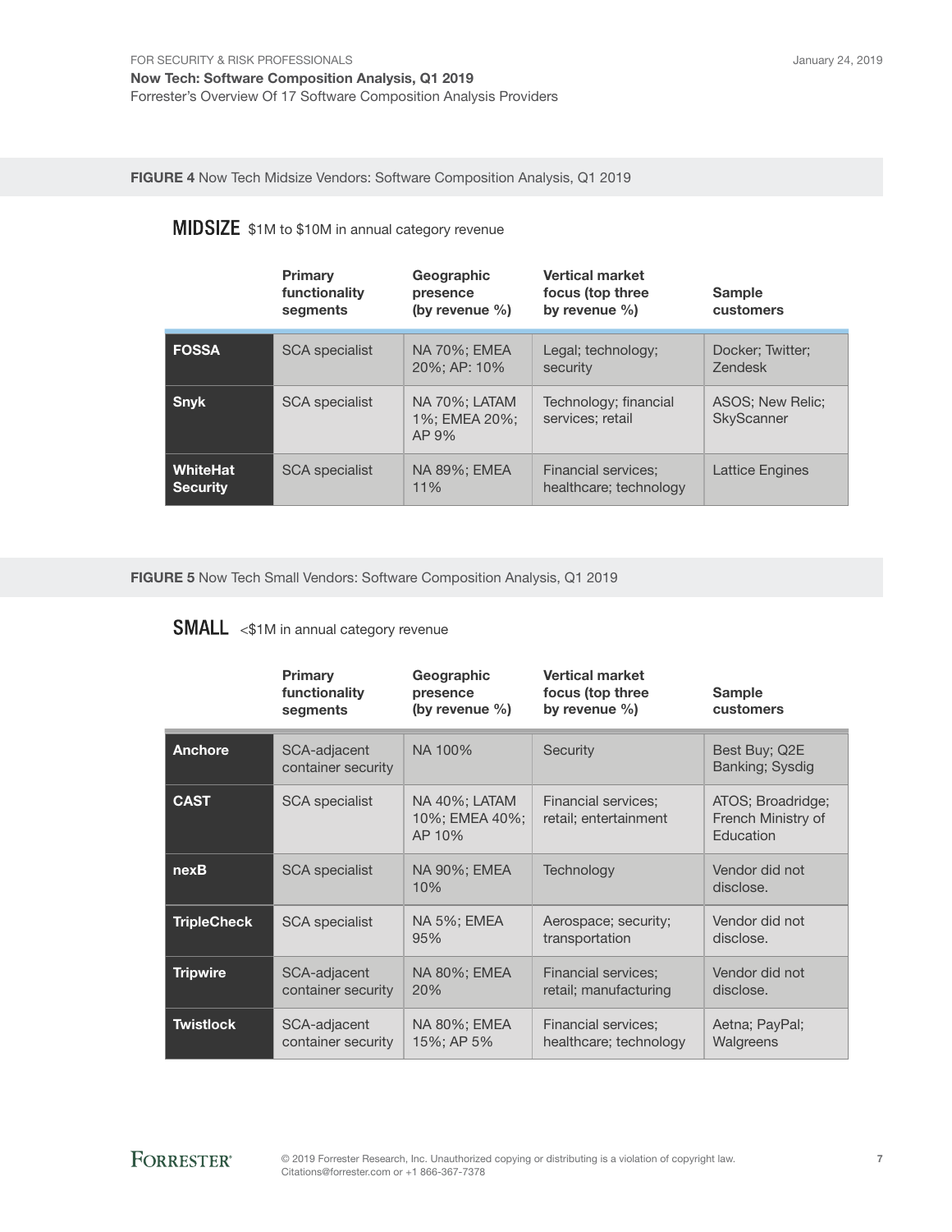**FIGURE 4** Now Tech Midsize Vendors: Software Composition Analysis, Q1 2019

**MIDSIZE** $1M to $10M in annual category revenue

| | Primary functionality segments | Geographic presence (by revenue %) | Vertical market focus (top three by revenue %) | Sample customers |
|---|---|---|---|---|
| **FOSSA** | SCA specialist | NA 70%; EMEA 20%; AP: 10% | Legal; technology; security | Docker; Twitter; Zendesk |
| **Snyk** | SCA specialist | NA 70%; LATAM 1%; EMEA 20%; AP 9% | Technology; financial services; retail | ASOS; New Relic; SkyScanner |
| **WhiteHat Security** | SCA specialist | NA 89%; EMEA 11% | Financial services; healthcare; technology | Lattice Engines |

**FIGURE 5** Now Tech Small Vendors: Software Composition Analysis, Q1 2019

**SMALL** <$1M in annual category revenue

| | Primary functionality segments | Geographic presence (by revenue %) | Vertical market focus (top three by revenue %) | Sample customers |
|---|---|---|---|---|
| **Anchore** | SCA-adjacent container security | NA 100% | Security | Best Buy; Q2E Banking; Sysdig |
| **CAST** | SCA specialist | NA 40%; LATAM 10%; EMEA 40%; AP 10% | Financial services; retail; entertainment | ATOS; Broadridge; French Ministry of Education |
| **nexB** | SCA specialist | NA 90%; EMEA 10% | Technology | Vendor did not disclose. |
| **TripleCheck** | SCA specialist | NA 5%; EMEA 95% | Aerospace; security; transportation | Vendor did not disclose. |
| **Tripwire** | SCA-adjacent container security | NA 80%; EMEA 20% | Financial services; retail; manufacturing | Vendor did not disclose. |
| **Twistlock** | SCA-adjacent container security | NA 80%; EMEA 15%; AP 5% | Financial services; healthcare; technology | Aetna; PayPal; Walgreens |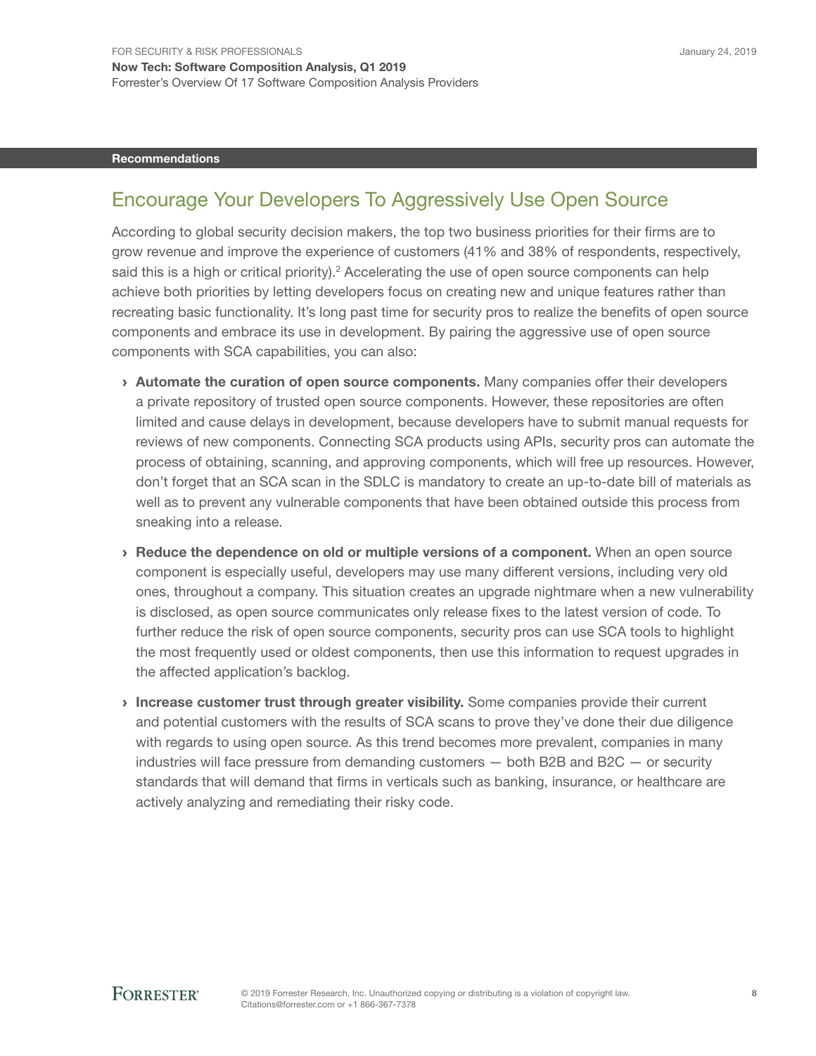## Recommendations

# Encourage Your Developers To Aggressively Use Open Source

According to global security decision makers, the top two business priorities for their firms are to grow revenue and improve the experience of customers (41% and 38% of respondents, respectively, said this is a high or critical priority).[2] Accelerating the use of open source components can help achieve both priorities by letting developers focus on creating new and unique features rather than recreating basic functionality. It's long past time for security pros to realize the benefits of open source components and embrace its use in development. By pairing the aggressive use of open source components with SCA capabilities, you can also:

› **Automate the curation of open source components.** Many companies offer their developers a private repository of trusted open source components. However, these repositories are often limited and cause delays in development, because developers have to submit manual requests for reviews of new components. Connecting SCA products using APIs, security pros can automate the process of obtaining, scanning, and approving components, which will free up resources. However, don't forget that an SCA scan in the SDLC is mandatory to create an up-to-date bill of materials as well as to prevent any vulnerable components that have been obtained outside this process from sneaking into a release.

› **Reduce the dependence on old or multiple versions of a component.** When an open source component is especially useful, developers may use many different versions, including very old ones, throughout a company. This situation creates an upgrade nightmare when a new vulnerability is disclosed, as open source communicates only release fixes to the latest version of code. To further reduce the risk of open source components, security pros can use SCA tools to highlight the most frequently used or oldest components, then use this information to request upgrades in the affected application's backlog.

› **Increase customer trust through greater visibility.** Some companies provide their current and potential customers with the results of SCA scans to prove they've done their due diligence with regards to using open source. As this trend becomes more prevalent, companies in many industries will face pressure from demanding customers — both B2B and B2C — or security standards that will demand that firms in verticals such as banking, insurance, or healthcare are actively analyzing and remediating their risky code.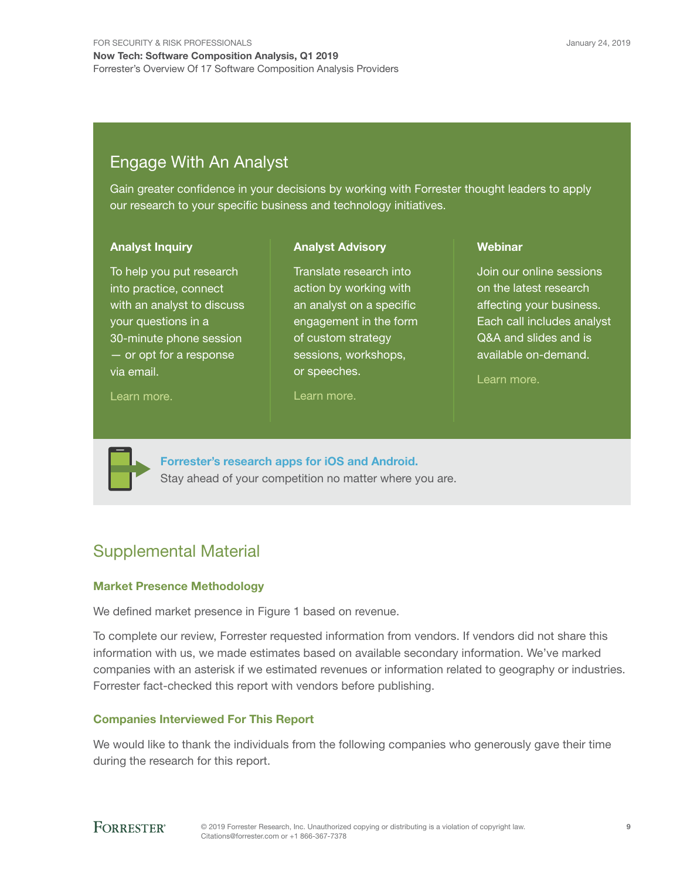## Engage With An Analyst

Gain greater confidence in your decisions by working with Forrester thought leaders to apply our research to your specific business and technology initiatives.

### Analyst Inquiry

To help you put research into practice, connect with an analyst to discuss your questions in a 30-minute phone session — or opt for a response via email.

Learn more.

### Analyst Advisory

Translate research into action by working with an analyst on a specific engagement in the form of custom strategy sessions, workshops, or speeches.

Learn more.

### Webinar

Join our online sessions on the latest research affecting your business. Each call includes analyst Q&A and slides and is available on-demand.

Learn more.

**Forrester's research apps for iOS and Android.**
Stay ahead of your competition no matter where you are.

## Supplemental Material

### Market Presence Methodology

We defined market presence in Figure 1 based on revenue.

To complete our review, Forrester requested information from vendors. If vendors did not share this information with us, we made estimates based on available secondary information. We've marked companies with an asterisk if we estimated revenues or information related to geography or industries. Forrester fact-checked this report with vendors before publishing.

### Companies Interviewed For This Report

We would like to thank the individuals from the following companies who generously gave their time during the research for this report.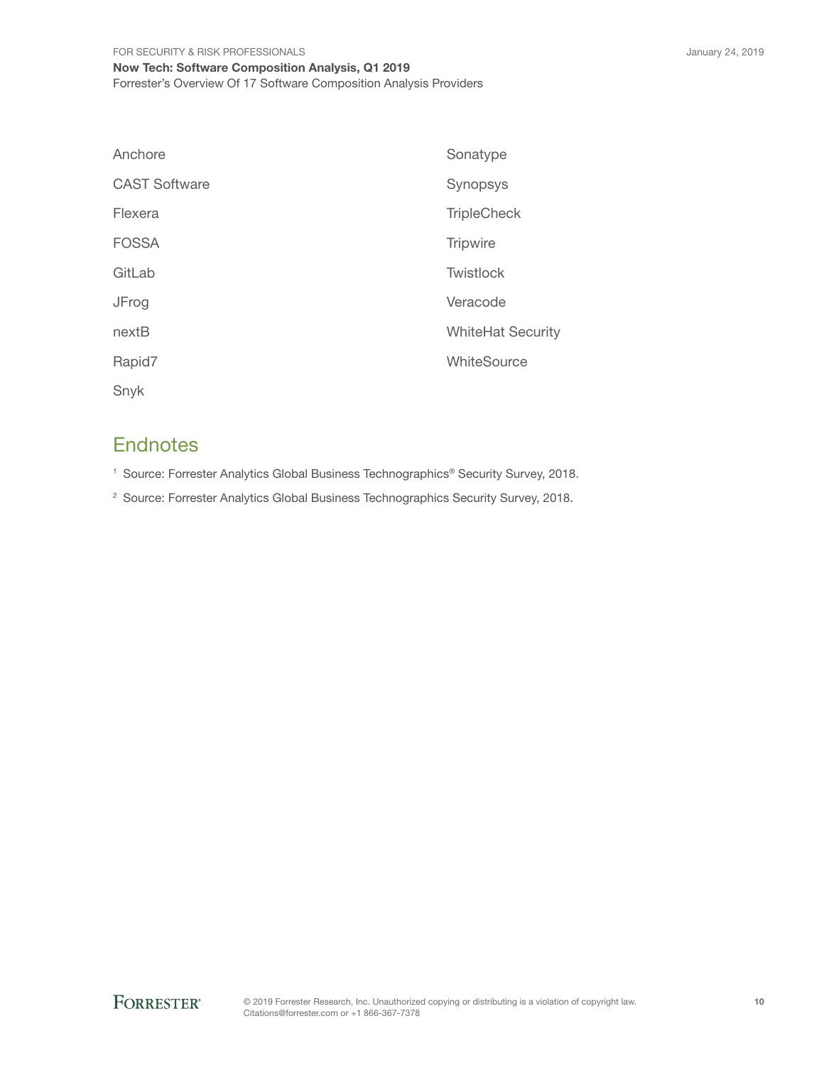Anchore

CAST Software

Flexera

FOSSA

GitLab

JFrog

nextB

Rapid7

Snyk

Sonatype

Synopsys

TripleCheck

Tripwire

Twistlock

Veracode

WhiteHat Security

WhiteSource

## Endnotes

[1] Source: Forrester Analytics Global Business Technographics® Security Survey, 2018.

[2] Source: Forrester Analytics Global Business Technographics Security Survey, 2018.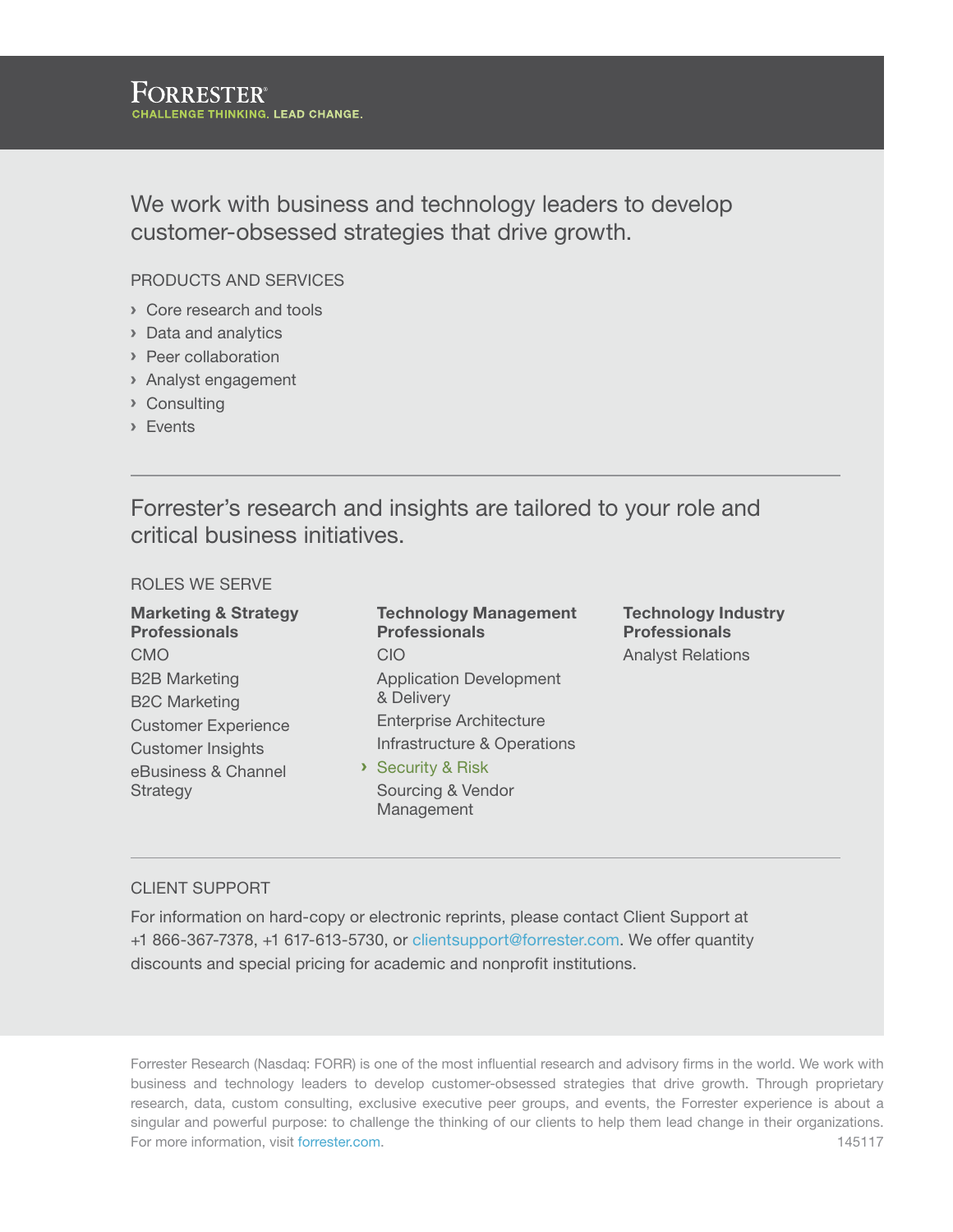**FORRESTER®**
CHALLENGE THINKING. LEAD CHANGE.

## We work with business and technology leaders to develop customer-obsessed strategies that drive growth.

### PRODUCTS AND SERVICES

- Core research and tools
- Data and analytics
- Peer collaboration
- Analyst engagement
- Consulting
- Events

---

## Forrester's research and insights are tailored to your role and critical business initiatives.

### ROLES WE SERVE

**Marketing & Strategy Professionals**
CMO
B2B Marketing
B2C Marketing
Customer Experience
Customer Insights
eBusiness & Channel Strategy

**Technology Management Professionals**
CIO
Application Development & Delivery
Enterprise Architecture
Infrastructure & Operations
› Security & Risk
Sourcing & Vendor Management

**Technology Industry Professionals**
Analyst Relations

---

### CLIENT SUPPORT

For information on hard-copy or electronic reprints, please contact Client Support at +1 866-367-7378, +1 617-613-5730, or clientsupport@forrester.com. We offer quantity discounts and special pricing for academic and nonprofit institutions.

Forrester Research (Nasdaq: FORR) is one of the most influential research and advisory firms in the world. We work with business and technology leaders to develop customer-obsessed strategies that drive growth. Through proprietary research, data, custom consulting, exclusive executive peer groups, and events, the Forrester experience is about a singular and powerful purpose: to challenge the thinking of our clients to help them lead change in their organizations. For more information, visit forrester.com. 145117